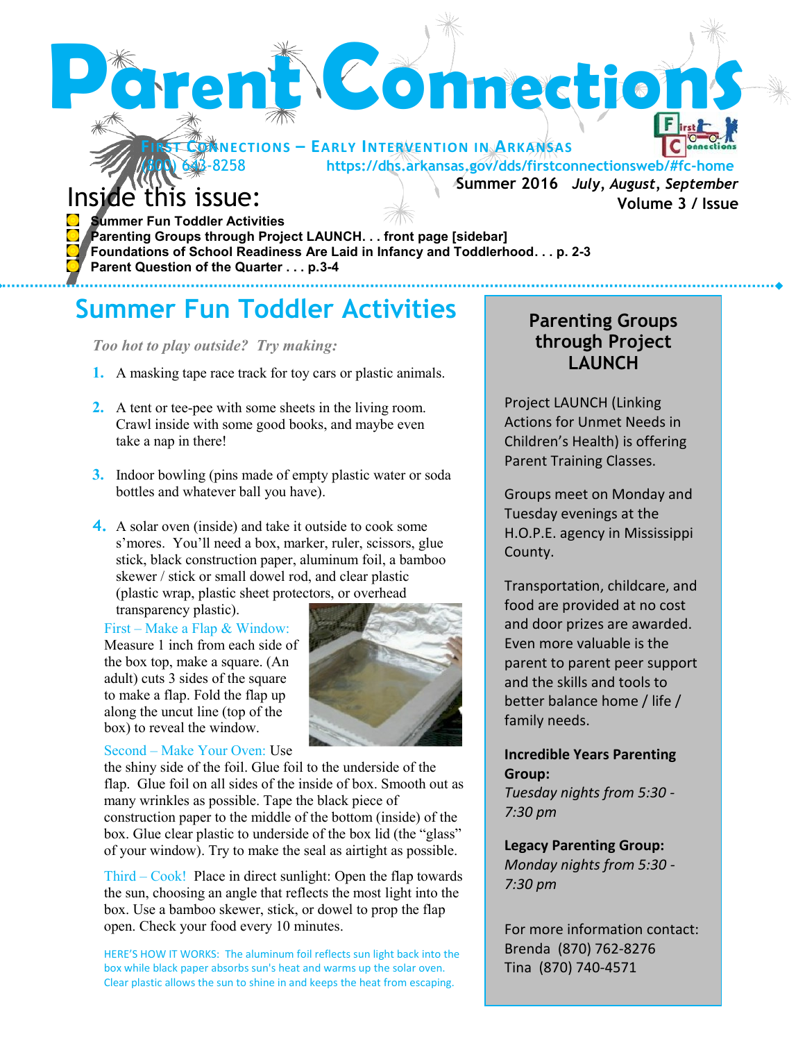# Parent Connections

**First Connections – Early Intervention in Arkansas**

(800) 643-8258 https://dhs.arkansas.gov/dds/firstconnectionsweb/#fc-home

**Summer 2016** ***July, August, September***

**Volume 3 / Issue**

## Inside this issue:

- **Summer Fun Toddler Activities**
- **Parenting Groups through Project LAUNCH. . . front page [sidebar]**
- **Foundations of School Readiness Are Laid in Infancy and Toddlerhood. . . p. 2-3**
- **Parent Question of the Quarter . . . p.3-4**

## Summer Fun Toddler Activities

*Too hot to play outside? Try making:*

1. A masking tape race track for toy cars or plastic animals.
2. A tent or tee-pee with some sheets in the living room. Crawl inside with some good books, and maybe even take a nap in there!
3. Indoor bowling (pins made of empty plastic water or soda bottles and whatever ball you have).
4. A solar oven (inside) and take it outside to cook some s'mores. You'll need a box, marker, ruler, scissors, glue stick, black construction paper, aluminum foil, a bamboo skewer / stick or small dowel rod, and clear plastic (plastic wrap, plastic sheet protectors, or overhead transparency plastic).

First – Make a Flap & Window: Measure 1 inch from each side of the box top, make a square. (An adult) cuts 3 sides of the square to make a flap. Fold the flap up along the uncut line (top of the box) to reveal the window.

Second – Make Your Oven: Use the shiny side of the foil. Glue foil to the underside of the flap. Glue foil on all sides of the inside of box. Smooth out as many wrinkles as possible. Tape the black piece of construction paper to the middle of the bottom (inside) of the box. Glue clear plastic to underside of the box lid (the "glass" of your window). Try to make the seal as airtight as possible.

Third – Cook! Place in direct sunlight: Open the flap towards the sun, choosing an angle that reflects the most light into the box. Use a bamboo skewer, stick, or dowel to prop the flap open. Check your food every 10 minutes.

HERE'S HOW IT WORKS: The aluminum foil reflects sun light back into the box while black paper absorbs sun's heat and warms up the solar oven. Clear plastic allows the sun to shine in and keeps the heat from escaping.

## Parenting Groups through Project LAUNCH

Project LAUNCH (Linking Actions for Unmet Needs in Children's Health) is offering Parent Training Classes.

Groups meet on Monday and Tuesday evenings at the H.O.P.E. agency in Mississippi County.

Transportation, childcare, and food are provided at no cost and door prizes are awarded. Even more valuable is the parent to parent peer support and the skills and tools to better balance home / life / family needs.

**Incredible Years Parenting Group:**
*Tuesday nights from 5:30 - 7:30 pm*

**Legacy Parenting Group:**
*Monday nights from 5:30 - 7:30 pm*

For more information contact:
Brenda (870) 762-8276
Tina (870) 740-4571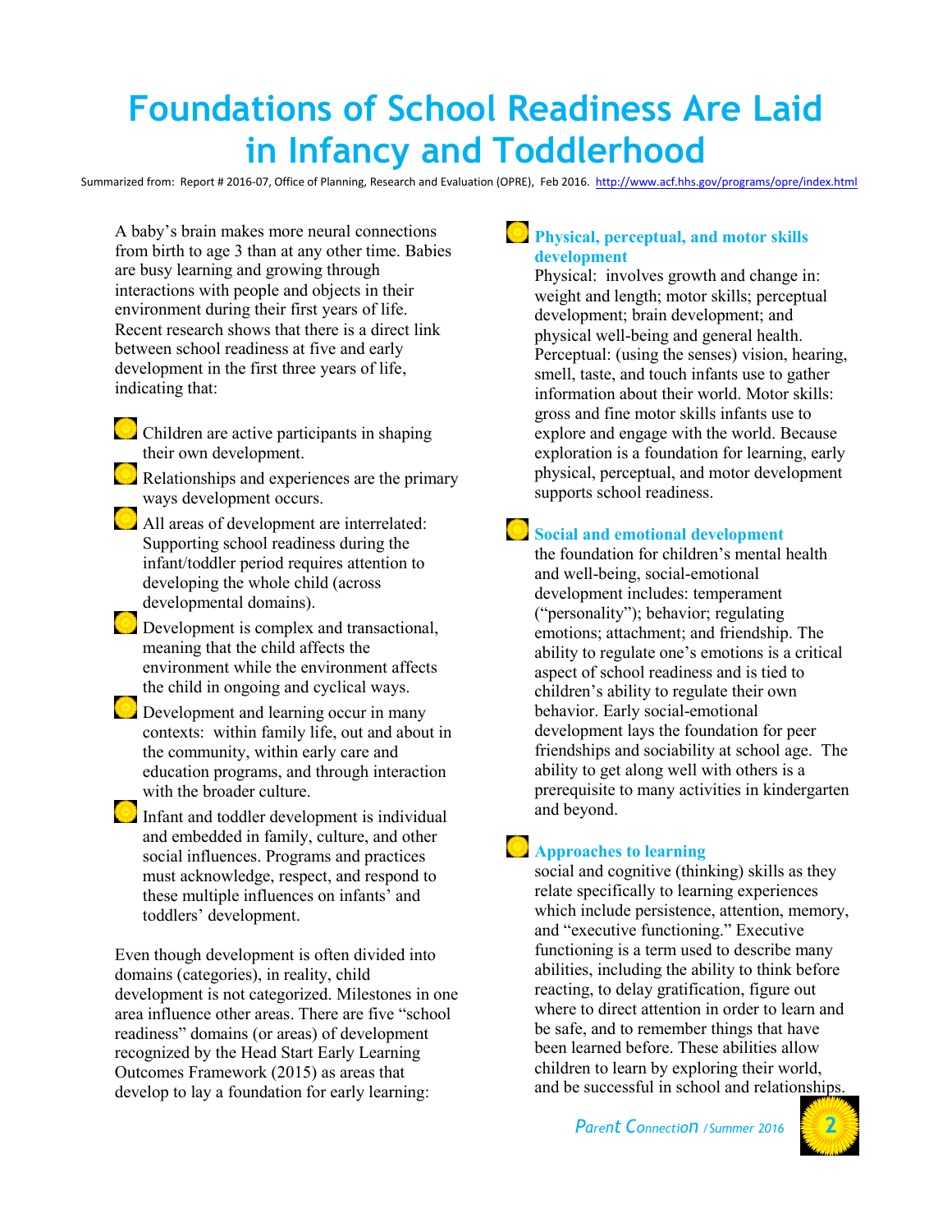# Foundations of School Readiness Are Laid in Infancy and Toddlerhood

Summarized from: Report # 2016-07, Office of Planning, Research and Evaluation (OPRE), Feb 2016. http://www.acf.hhs.gov/programs/opre/index.html

A baby's brain makes more neural connections from birth to age 3 than at any other time. Babies are busy learning and growing through interactions with people and objects in their environment during their first years of life. Recent research shows that there is a direct link between school readiness at five and early development in the first three years of life, indicating that:

- Children are active participants in shaping their own development.
- Relationships and experiences are the primary ways development occurs.
- All areas of development are interrelated: Supporting school readiness during the infant/toddler period requires attention to developing the whole child (across developmental domains).
- Development is complex and transactional, meaning that the child affects the environment while the environment affects the child in ongoing and cyclical ways.
- Development and learning occur in many contexts: within family life, out and about in the community, within early care and education programs, and through interaction with the broader culture.
- Infant and toddler development is individual and embedded in family, culture, and other social influences. Programs and practices must acknowledge, respect, and respond to these multiple influences on infants' and toddlers' development.

Even though development is often divided into domains (categories), in reality, child development is not categorized. Milestones in one area influence other areas. There are five "school readiness" domains (or areas) of development recognized by the Head Start Early Learning Outcomes Framework (2015) as areas that develop to lay a foundation for early learning:

### Physical, perceptual, and motor skills development

Physical: involves growth and change in: weight and length; motor skills; perceptual development; brain development; and physical well-being and general health. Perceptual: (using the senses) vision, hearing, smell, taste, and touch infants use to gather information about their world. Motor skills: gross and fine motor skills infants use to explore and engage with the world. Because exploration is a foundation for learning, early physical, perceptual, and motor development supports school readiness.

### Social and emotional development

the foundation for children's mental health and well-being, social-emotional development includes: temperament ("personality"); behavior; regulating emotions; attachment; and friendship. The ability to regulate one's emotions is a critical aspect of school readiness and is tied to children's ability to regulate their own behavior. Early social-emotional development lays the foundation for peer friendships and sociability at school age. The ability to get along well with others is a prerequisite to many activities in kindergarten and beyond.

### Approaches to learning

social and cognitive (thinking) skills as they relate specifically to learning experiences which include persistence, attention, memory, and "executive functioning." Executive functioning is a term used to describe many abilities, including the ability to think before reacting, to delay gratification, figure out where to direct attention in order to learn and be safe, and to remember things that have been learned before. These abilities allow children to learn by exploring their world, and be successful in school and relationships.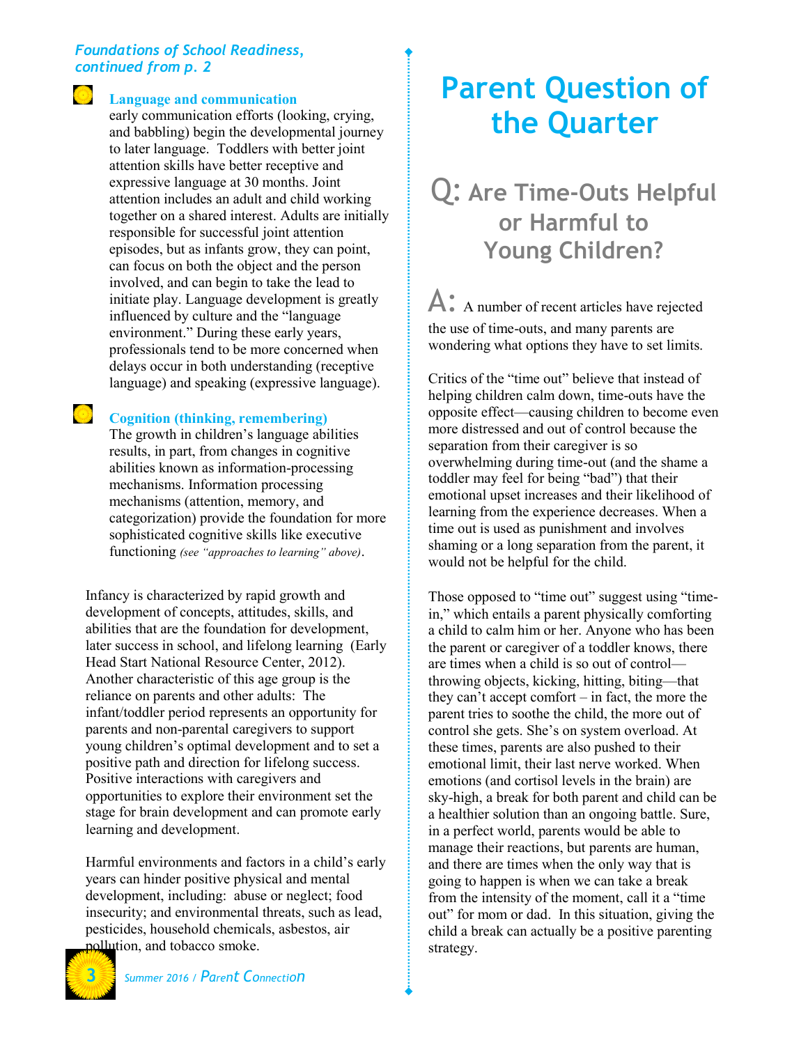*Foundations of School Readiness, continued from p. 2*

- **Language and communication**
  early communication efforts (looking, crying, and babbling) begin the developmental journey to later language. Toddlers with better joint attention skills have better receptive and expressive language at 30 months. Joint attention includes an adult and child working together on a shared interest. Adults are initially responsible for successful joint attention episodes, but as infants grow, they can point, can focus on both the object and the person involved, and can begin to take the lead to initiate play. Language development is greatly influenced by culture and the "language environment." During these early years, professionals tend to be more concerned when delays occur in both understanding (receptive language) and speaking (expressive language).

- **Cognition (thinking, remembering)**
  The growth in children's language abilities results, in part, from changes in cognitive abilities known as information-processing mechanisms. Information processing mechanisms (attention, memory, and categorization) provide the foundation for more sophisticated cognitive skills like executive functioning *(see "approaches to learning" above)*.

Infancy is characterized by rapid growth and development of concepts, attitudes, skills, and abilities that are the foundation for development, later success in school, and lifelong learning (Early Head Start National Resource Center, 2012). Another characteristic of this age group is the reliance on parents and other adults: The infant/toddler period represents an opportunity for parents and non-parental caregivers to support young children's optimal development and to set a positive path and direction for lifelong success. Positive interactions with caregivers and opportunities to explore their environment set the stage for brain development and can promote early learning and development.

Harmful environments and factors in a child's early years can hinder positive physical and mental development, including: abuse or neglect; food insecurity; and environmental threats, such as lead, pesticides, household chemicals, asbestos, air pollution, and tobacco smoke.

# Parent Question of the Quarter

## Q: Are Time-Outs Helpful or Harmful to Young Children?

A: A number of recent articles have rejected the use of time-outs, and many parents are wondering what options they have to set limits.

Critics of the "time out" believe that instead of helping children calm down, time-outs have the opposite effect—causing children to become even more distressed and out of control because the separation from their caregiver is so overwhelming during time-out (and the shame a toddler may feel for being "bad") that their emotional upset increases and their likelihood of learning from the experience decreases. When a time out is used as punishment and involves shaming or a long separation from the parent, it would not be helpful for the child.

Those opposed to "time out" suggest using "time-in," which entails a parent physically comforting a child to calm him or her. Anyone who has been the parent or caregiver of a toddler knows, there are times when a child is so out of control—throwing objects, kicking, hitting, biting—that they can't accept comfort – in fact, the more the parent tries to soothe the child, the more out of control she gets. She's on system overload. At these times, parents are also pushed to their emotional limit, their last nerve worked. When emotions (and cortisol levels in the brain) are sky-high, a break for both parent and child can be a healthier solution than an ongoing battle. Sure, in a perfect world, parents would be able to manage their reactions, but parents are human, and there are times when the only way that is going to happen is when we can take a break from the intensity of the moment, call it a "time out" for mom or dad. In this situation, giving the child a break can actually be a positive parenting strategy.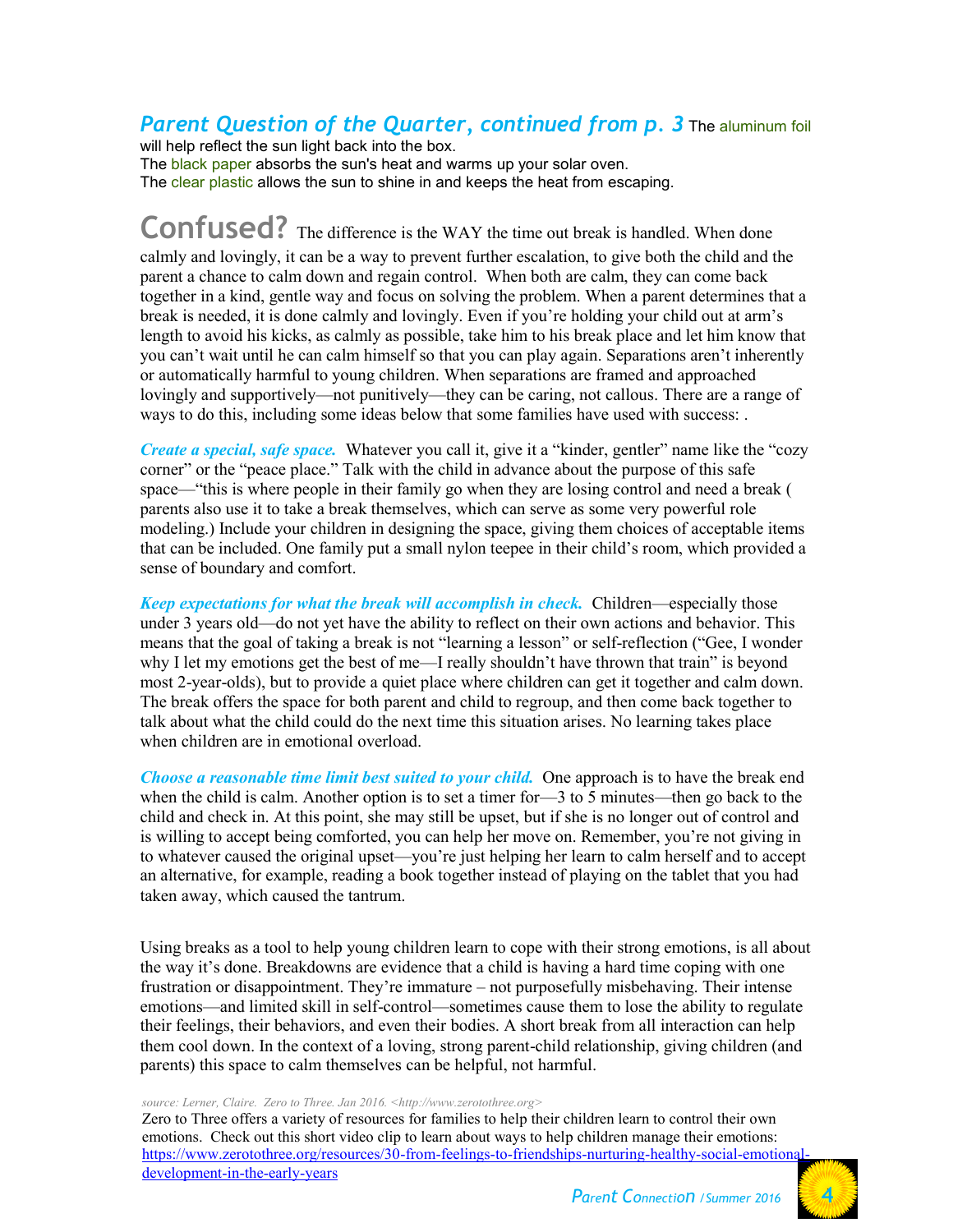## *Parent Question of the Quarter, continued from p. 3*

The aluminum foil will help reflect the sun light back into the box.
The black paper absorbs the sun's heat and warms up your solar oven.
The clear plastic allows the sun to shine in and keeps the heat from escaping.

**Confused?** The difference is the WAY the time out break is handled. When done calmly and lovingly, it can be a way to prevent further escalation, to give both the child and the parent a chance to calm down and regain control. When both are calm, they can come back together in a kind, gentle way and focus on solving the problem. When a parent determines that a break is needed, it is done calmly and lovingly. Even if you're holding your child out at arm's length to avoid his kicks, as calmly as possible, take him to his break place and let him know that you can't wait until he can calm himself so that you can play again. Separations aren't inherently or automatically harmful to young children. When separations are framed and approached lovingly and supportively—not punitively—they can be caring, not callous. There are a range of ways to do this, including some ideas below that some families have used with success: .

***Create a special, safe space.*** Whatever you call it, give it a "kinder, gentler" name like the "cozy corner" or the "peace place." Talk with the child in advance about the purpose of this safe space—"this is where people in their family go when they are losing control and need a break ( parents also use it to take a break themselves, which can serve as some very powerful role modeling.) Include your children in designing the space, giving them choices of acceptable items that can be included. One family put a small nylon teepee in their child's room, which provided a sense of boundary and comfort.

***Keep expectations for what the break will accomplish in check.*** Children—especially those under 3 years old—do not yet have the ability to reflect on their own actions and behavior. This means that the goal of taking a break is not "learning a lesson" or self-reflection ("Gee, I wonder why I let my emotions get the best of me—I really shouldn't have thrown that train" is beyond most 2-year-olds), but to provide a quiet place where children can get it together and calm down. The break offers the space for both parent and child to regroup, and then come back together to talk about what the child could do the next time this situation arises. No learning takes place when children are in emotional overload.

***Choose a reasonable time limit best suited to your child.*** One approach is to have the break end when the child is calm. Another option is to set a timer for—3 to 5 minutes—then go back to the child and check in. At this point, she may still be upset, but if she is no longer out of control and is willing to accept being comforted, you can help her move on. Remember, you're not giving in to whatever caused the original upset—you're just helping her learn to calm herself and to accept an alternative, for example, reading a book together instead of playing on the tablet that you had taken away, which caused the tantrum.

Using breaks as a tool to help young children learn to cope with their strong emotions, is all about the way it's done. Breakdowns are evidence that a child is having a hard time coping with one frustration or disappointment. They're immature – not purposefully misbehaving. Their intense emotions—and limited skill in self-control—sometimes cause them to lose the ability to regulate their feelings, their behaviors, and even their bodies. A short break from all interaction can help them cool down. In the context of a loving, strong parent-child relationship, giving children (and parents) this space to calm themselves can be helpful, not harmful.

*source: Lerner, Claire. Zero to Three. Jan 2016. <http://www.zerotothree.org>*

Zero to Three offers a variety of resources for families to help their children learn to control their own emotions. Check out this short video clip to learn about ways to help children manage their emotions: https://www.zerotothree.org/resources/30-from-feelings-to-friendships-nurturing-healthy-social-emotional-development-in-the-early-years